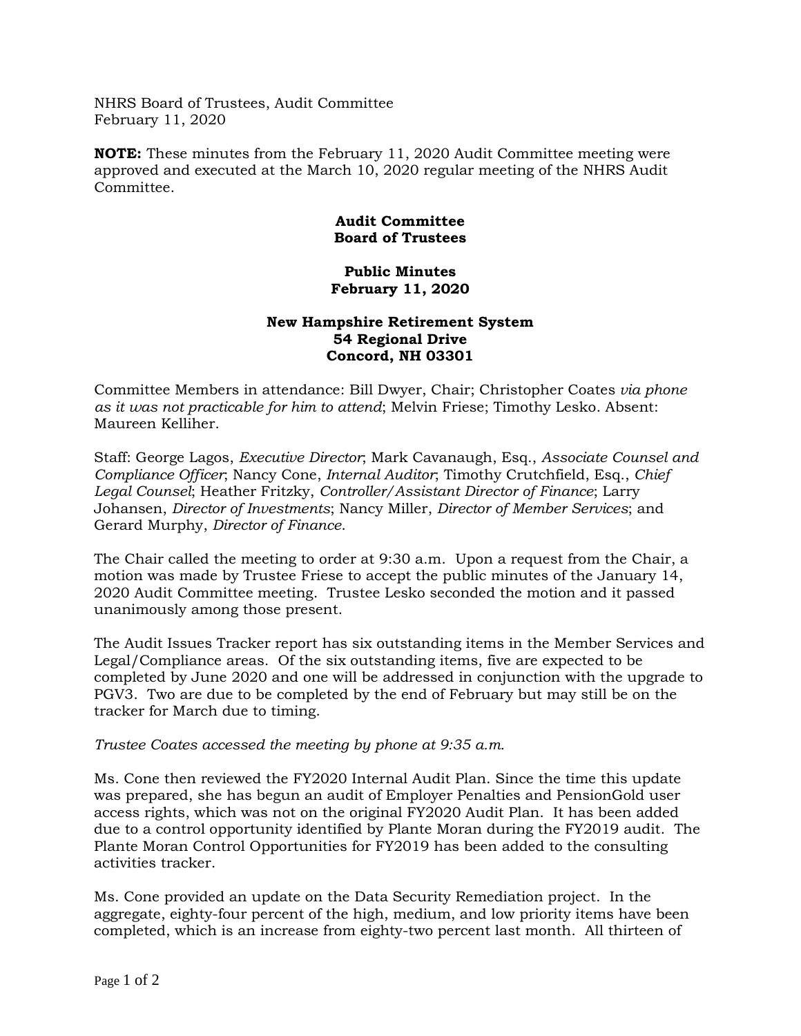NHRS Board of Trustees, Audit Committee
February 11, 2020

**NOTE:** These minutes from the February 11, 2020 Audit Committee meeting were approved and executed at the March 10, 2020 regular meeting of the NHRS Audit Committee.

**Audit Committee**
**Board of Trustees**

**Public Minutes**
**February 11, 2020**

**New Hampshire Retirement System**
**54 Regional Drive**
**Concord, NH 03301**

Committee Members in attendance: Bill Dwyer, Chair; Christopher Coates *via phone as it was not practicable for him to attend*; Melvin Friese; Timothy Lesko. Absent: Maureen Kelliher.

Staff: George Lagos, *Executive Director*; Mark Cavanaugh, Esq., *Associate Counsel and Compliance Officer*; Nancy Cone, *Internal Auditor*; Timothy Crutchfield, Esq., *Chief Legal Counsel*; Heather Fritzky, *Controller/Assistant Director of Finance*; Larry Johansen, *Director of Investments*; Nancy Miller, *Director of Member Services*; and Gerard Murphy, *Director of Finance*.

The Chair called the meeting to order at 9:30 a.m. Upon a request from the Chair, a motion was made by Trustee Friese to accept the public minutes of the January 14, 2020 Audit Committee meeting. Trustee Lesko seconded the motion and it passed unanimously among those present.

The Audit Issues Tracker report has six outstanding items in the Member Services and Legal/Compliance areas. Of the six outstanding items, five are expected to be completed by June 2020 and one will be addressed in conjunction with the upgrade to PGV3. Two are due to be completed by the end of February but may still be on the tracker for March due to timing.

*Trustee Coates accessed the meeting by phone at 9:35 a.m.*

Ms. Cone then reviewed the FY2020 Internal Audit Plan. Since the time this update was prepared, she has begun an audit of Employer Penalties and PensionGold user access rights, which was not on the original FY2020 Audit Plan. It has been added due to a control opportunity identified by Plante Moran during the FY2019 audit. The Plante Moran Control Opportunities for FY2019 has been added to the consulting activities tracker.

Ms. Cone provided an update on the Data Security Remediation project. In the aggregate, eighty-four percent of the high, medium, and low priority items have been completed, which is an increase from eighty-two percent last month. All thirteen of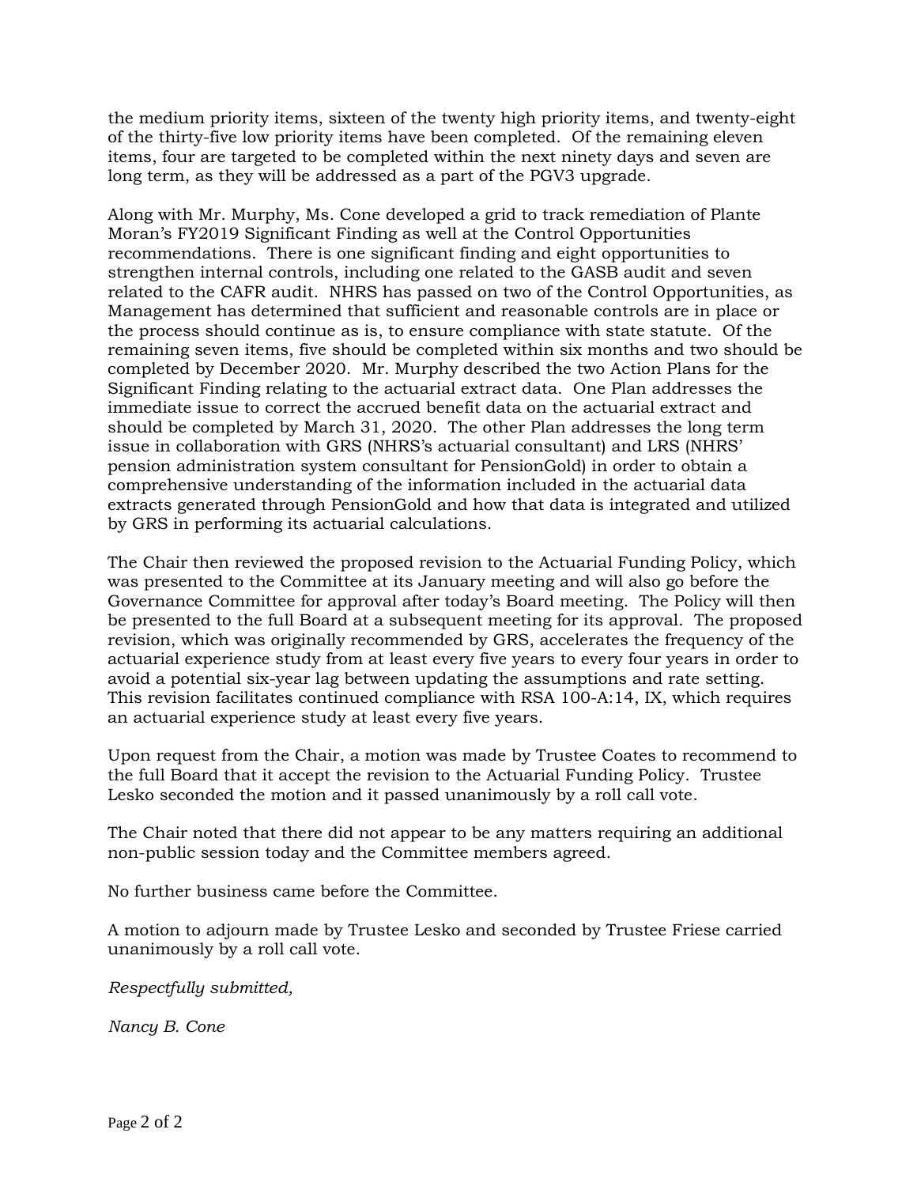the medium priority items, sixteen of the twenty high priority items, and twenty-eight of the thirty-five low priority items have been completed. Of the remaining eleven items, four are targeted to be completed within the next ninety days and seven are long term, as they will be addressed as a part of the PGV3 upgrade.

Along with Mr. Murphy, Ms. Cone developed a grid to track remediation of Plante Moran's FY2019 Significant Finding as well at the Control Opportunities recommendations. There is one significant finding and eight opportunities to strengthen internal controls, including one related to the GASB audit and seven related to the CAFR audit. NHRS has passed on two of the Control Opportunities, as Management has determined that sufficient and reasonable controls are in place or the process should continue as is, to ensure compliance with state statute. Of the remaining seven items, five should be completed within six months and two should be completed by December 2020. Mr. Murphy described the two Action Plans for the Significant Finding relating to the actuarial extract data. One Plan addresses the immediate issue to correct the accrued benefit data on the actuarial extract and should be completed by March 31, 2020. The other Plan addresses the long term issue in collaboration with GRS (NHRS's actuarial consultant) and LRS (NHRS' pension administration system consultant for PensionGold) in order to obtain a comprehensive understanding of the information included in the actuarial data extracts generated through PensionGold and how that data is integrated and utilized by GRS in performing its actuarial calculations.

The Chair then reviewed the proposed revision to the Actuarial Funding Policy, which was presented to the Committee at its January meeting and will also go before the Governance Committee for approval after today's Board meeting. The Policy will then be presented to the full Board at a subsequent meeting for its approval. The proposed revision, which was originally recommended by GRS, accelerates the frequency of the actuarial experience study from at least every five years to every four years in order to avoid a potential six-year lag between updating the assumptions and rate setting. This revision facilitates continued compliance with RSA 100-A:14, IX, which requires an actuarial experience study at least every five years.

Upon request from the Chair, a motion was made by Trustee Coates to recommend to the full Board that it accept the revision to the Actuarial Funding Policy. Trustee Lesko seconded the motion and it passed unanimously by a roll call vote.

The Chair noted that there did not appear to be any matters requiring an additional non-public session today and the Committee members agreed.

No further business came before the Committee.

A motion to adjourn made by Trustee Lesko and seconded by Trustee Friese carried unanimously by a roll call vote.

*Respectfully submitted,*

*Nancy B. Cone*